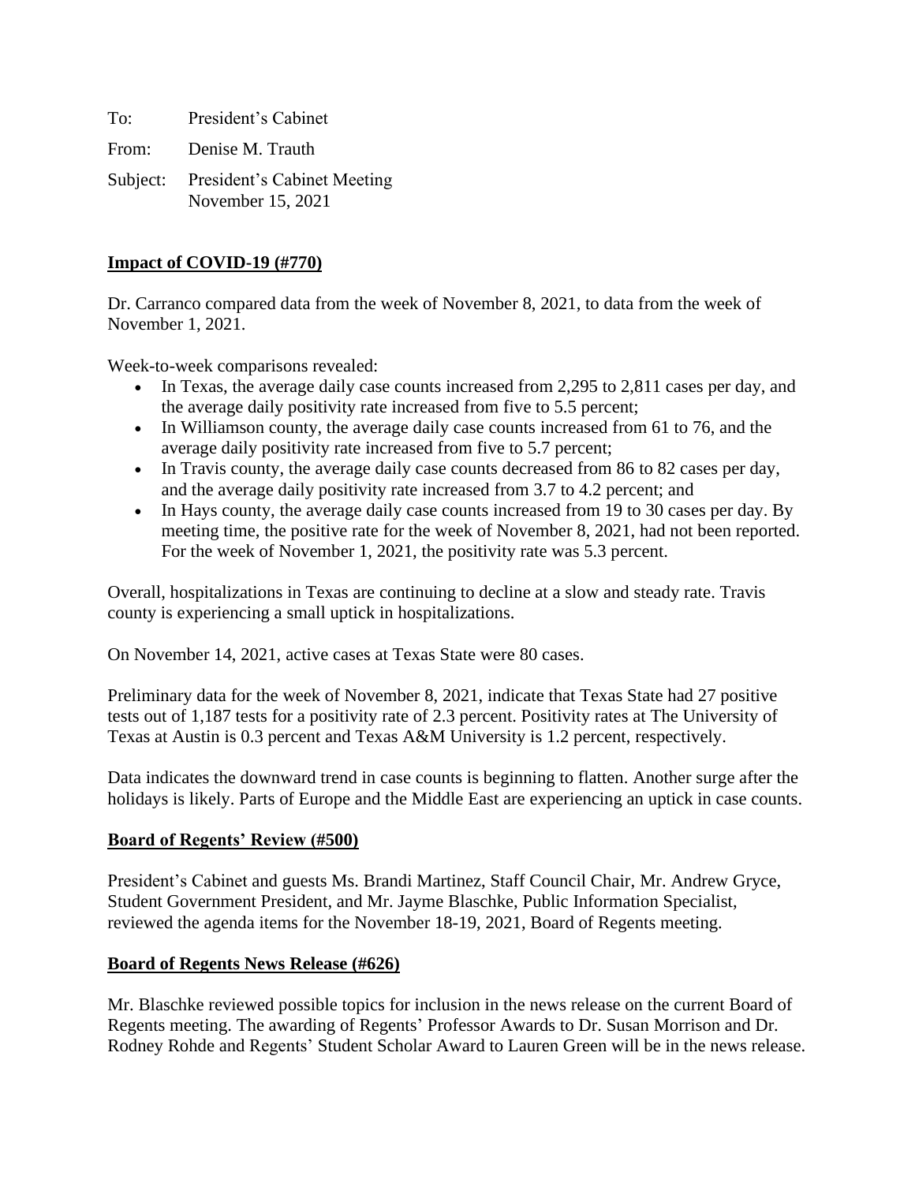To: President's Cabinet

From: Denise M. Trauth

Subject: President's Cabinet Meeting
November 15, 2021

**Impact of COVID-19 (#770)**

Dr. Carranco compared data from the week of November 8, 2021, to data from the week of November 1, 2021.

Week-to-week comparisons revealed:

- In Texas, the average daily case counts increased from 2,295 to 2,811 cases per day, and the average daily positivity rate increased from five to 5.5 percent;
- In Williamson county, the average daily case counts increased from 61 to 76, and the average daily positivity rate increased from five to 5.7 percent;
- In Travis county, the average daily case counts decreased from 86 to 82 cases per day, and the average daily positivity rate increased from 3.7 to 4.2 percent; and
- In Hays county, the average daily case counts increased from 19 to 30 cases per day. By meeting time, the positive rate for the week of November 8, 2021, had not been reported. For the week of November 1, 2021, the positivity rate was 5.3 percent.

Overall, hospitalizations in Texas are continuing to decline at a slow and steady rate. Travis county is experiencing a small uptick in hospitalizations.

On November 14, 2021, active cases at Texas State were 80 cases.

Preliminary data for the week of November 8, 2021, indicate that Texas State had 27 positive tests out of 1,187 tests for a positivity rate of 2.3 percent. Positivity rates at The University of Texas at Austin is 0.3 percent and Texas A&M University is 1.2 percent, respectively.

Data indicates the downward trend in case counts is beginning to flatten. Another surge after the holidays is likely. Parts of Europe and the Middle East are experiencing an uptick in case counts.

**Board of Regents' Review (#500)**

President's Cabinet and guests Ms. Brandi Martinez, Staff Council Chair, Mr. Andrew Gryce, Student Government President, and Mr. Jayme Blaschke, Public Information Specialist, reviewed the agenda items for the November 18-19, 2021, Board of Regents meeting.

**Board of Regents News Release (#626)**

Mr. Blaschke reviewed possible topics for inclusion in the news release on the current Board of Regents meeting. The awarding of Regents' Professor Awards to Dr. Susan Morrison and Dr. Rodney Rohde and Regents' Student Scholar Award to Lauren Green will be in the news release.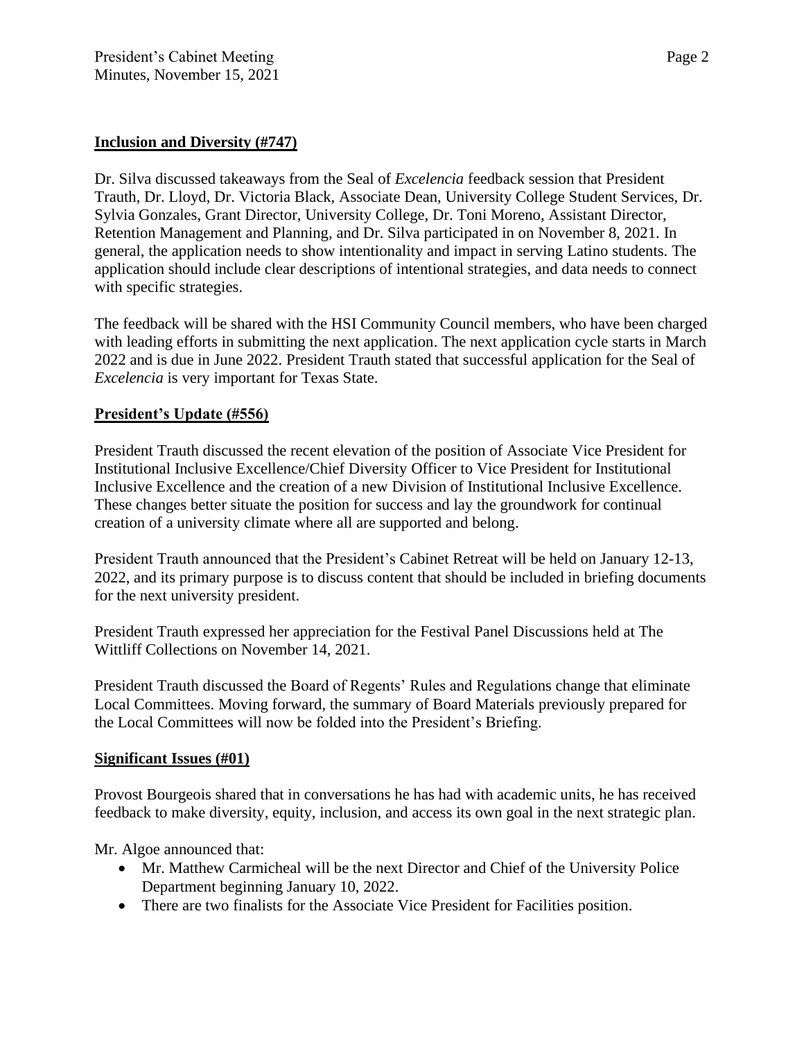**Inclusion and Diversity (#747)**

Dr. Silva discussed takeaways from the Seal of *Excelencia* feedback session that President Trauth, Dr. Lloyd, Dr. Victoria Black, Associate Dean, University College Student Services, Dr. Sylvia Gonzales, Grant Director, University College, Dr. Toni Moreno, Assistant Director, Retention Management and Planning, and Dr. Silva participated in on November 8, 2021. In general, the application needs to show intentionality and impact in serving Latino students. The application should include clear descriptions of intentional strategies, and data needs to connect with specific strategies.

The feedback will be shared with the HSI Community Council members, who have been charged with leading efforts in submitting the next application. The next application cycle starts in March 2022 and is due in June 2022. President Trauth stated that successful application for the Seal of *Excelencia* is very important for Texas State.

**President's Update (#556)**

President Trauth discussed the recent elevation of the position of Associate Vice President for Institutional Inclusive Excellence/Chief Diversity Officer to Vice President for Institutional Inclusive Excellence and the creation of a new Division of Institutional Inclusive Excellence. These changes better situate the position for success and lay the groundwork for continual creation of a university climate where all are supported and belong.

President Trauth announced that the President's Cabinet Retreat will be held on January 12-13, 2022, and its primary purpose is to discuss content that should be included in briefing documents for the next university president.

President Trauth expressed her appreciation for the Festival Panel Discussions held at The Wittliff Collections on November 14, 2021.

President Trauth discussed the Board of Regents' Rules and Regulations change that eliminate Local Committees. Moving forward, the summary of Board Materials previously prepared for the Local Committees will now be folded into the President's Briefing.

**Significant Issues (#01)**

Provost Bourgeois shared that in conversations he has had with academic units, he has received feedback to make diversity, equity, inclusion, and access its own goal in the next strategic plan.

Mr. Algoe announced that:

- Mr. Matthew Carmicheal will be the next Director and Chief of the University Police Department beginning January 10, 2022.
- There are two finalists for the Associate Vice President for Facilities position.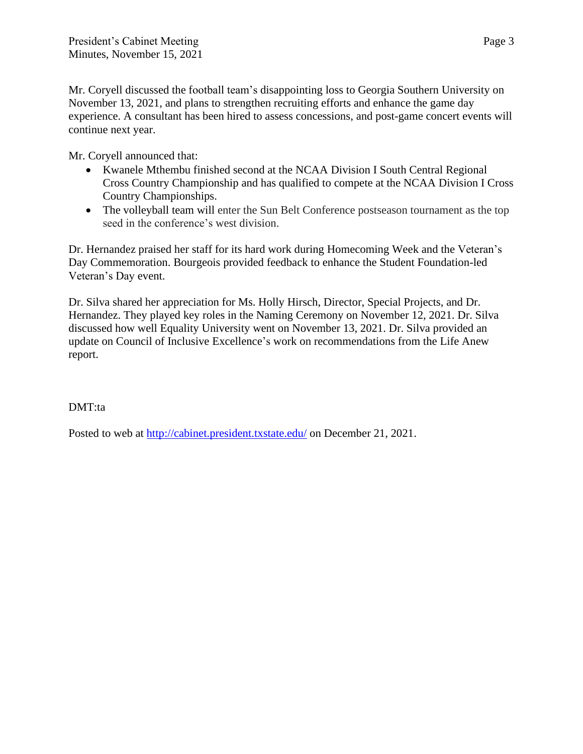Mr. Coryell discussed the football team's disappointing loss to Georgia Southern University on November 13, 2021, and plans to strengthen recruiting efforts and enhance the game day experience. A consultant has been hired to assess concessions, and post-game concert events will continue next year.

Mr. Coryell announced that:

- Kwanele Mthembu finished second at the NCAA Division I South Central Regional Cross Country Championship and has qualified to compete at the NCAA Division I Cross Country Championships.
- The volleyball team will enter the Sun Belt Conference postseason tournament as the top seed in the conference's west division.

Dr. Hernandez praised her staff for its hard work during Homecoming Week and the Veteran's Day Commemoration. Bourgeois provided feedback to enhance the Student Foundation-led Veteran's Day event.

Dr. Silva shared her appreciation for Ms. Holly Hirsch, Director, Special Projects, and Dr. Hernandez. They played key roles in the Naming Ceremony on November 12, 2021. Dr. Silva discussed how well Equality University went on November 13, 2021. Dr. Silva provided an update on Council of Inclusive Excellence's work on recommendations from the Life Anew report.

DMT:ta

Posted to web at [http://cabinet.president.txstate.edu/](http://cabinet.president.txstate.edu/) on December 21, 2021.